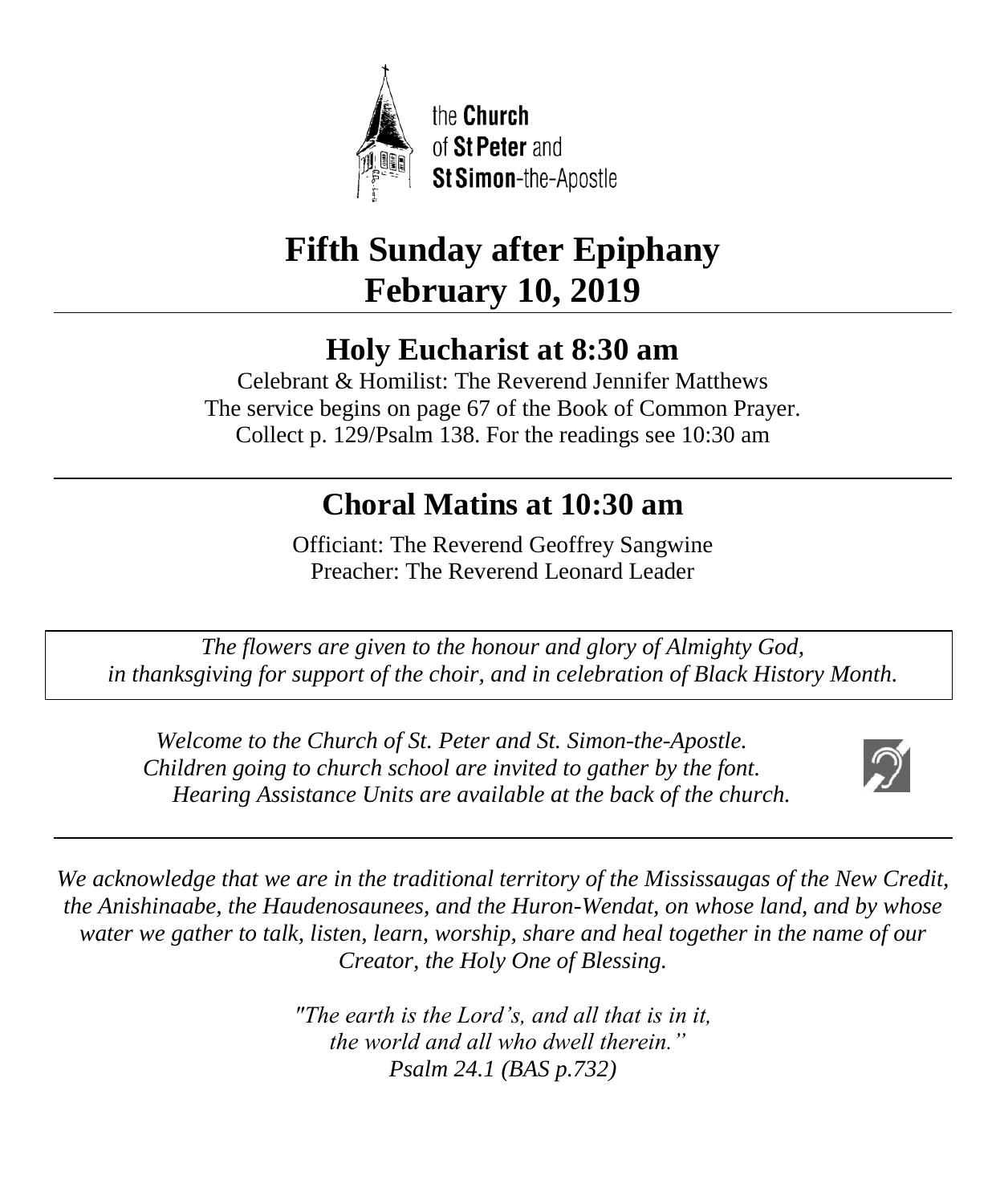the **Church**
of **St Peter** and
**St Simon**-the-Apostle

# Fifth Sunday after Epiphany
# February 10, 2019

## Holy Eucharist at 8:30 am

Celebrant & Homilist: The Reverend Jennifer Matthews
The service begins on page 67 of the Book of Common Prayer.
Collect p. 129/Psalm 138. For the readings see 10:30 am

## Choral Matins at 10:30 am

Officiant: The Reverend Geoffrey Sangwine
Preacher: The Reverend Leonard Leader

*The flowers are given to the honour and glory of Almighty God, in thanksgiving for support of the choir, and in celebration of Black History Month.*

*Welcome to the Church of St. Peter and St. Simon-the-Apostle.*
*Children going to church school are invited to gather by the font.*
*Hearing Assistance Units are available at the back of the church.*

*We acknowledge that we are in the traditional territory of the Mississaugas of the New Credit, the Anishinaabe, the Haudenosaunees, and the Huron-Wendat, on whose land, and by whose water we gather to talk, listen, learn, worship, share and heal together in the name of our Creator, the Holy One of Blessing.*

*"The earth is the Lord's, and all that is in it,*
*the world and all who dwell therein."*
*Psalm 24.1 (BAS p.732)*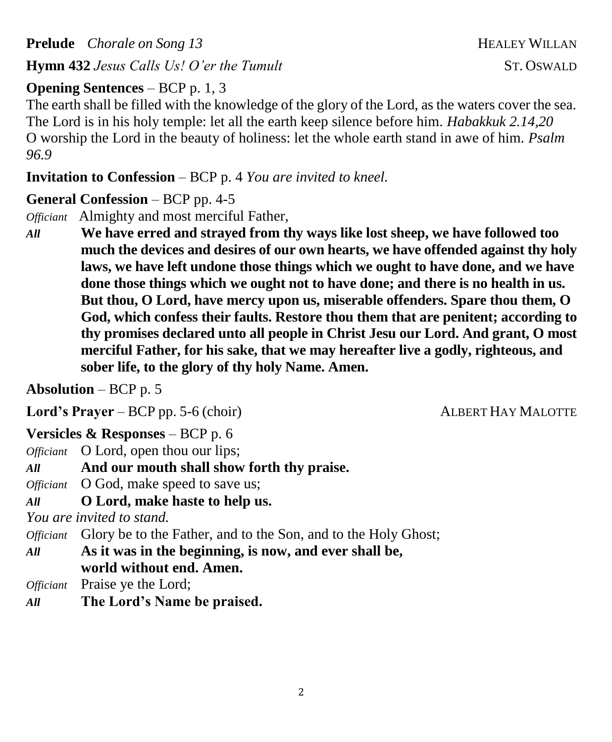**Prelude** *Chorale on Song 13* HEALEY WILLAN

**Hymn 432** *Jesus Calls Us! O'er the Tumult* ST. OSWALD

**Opening Sentences** – BCP p. 1, 3

The earth shall be filled with the knowledge of the glory of the Lord, as the waters cover the sea. The Lord is in his holy temple: let all the earth keep silence before him. *Habakkuk 2.14,20*
O worship the Lord in the beauty of holiness: let the whole earth stand in awe of him. *Psalm 96.9*

**Invitation to Confession** – BCP p. 4 *You are invited to kneel.*

**General Confession** – BCP pp. 4-5

*Officiant* Almighty and most merciful Father,

*All* **We have erred and strayed from thy ways like lost sheep, we have followed too much the devices and desires of our own hearts, we have offended against thy holy laws, we have left undone those things which we ought to have done, and we have done those things which we ought not to have done; and there is no health in us. But thou, O Lord, have mercy upon us, miserable offenders. Spare thou them, O God, which confess their faults. Restore thou them that are penitent; according to thy promises declared unto all people in Christ Jesu our Lord. And grant, O most merciful Father, for his sake, that we may hereafter live a godly, righteous, and sober life, to the glory of thy holy Name. Amen.**

**Absolution** – BCP p. 5

**Lord's Prayer** – BCP pp. 5-6 (choir) ALBERT HAY MALOTTE

**Versicles & Responses** – BCP p. 6

*Officiant* O Lord, open thou our lips;

*All* **And our mouth shall show forth thy praise.**

*Officiant* O God, make speed to save us;

*All* **O Lord, make haste to help us.**

*You are invited to stand.*

*Officiant* Glory be to the Father, and to the Son, and to the Holy Ghost;

*All* **As it was in the beginning, is now, and ever shall be, world without end. Amen.**

*Officiant* Praise ye the Lord;

*All* **The Lord's Name be praised.**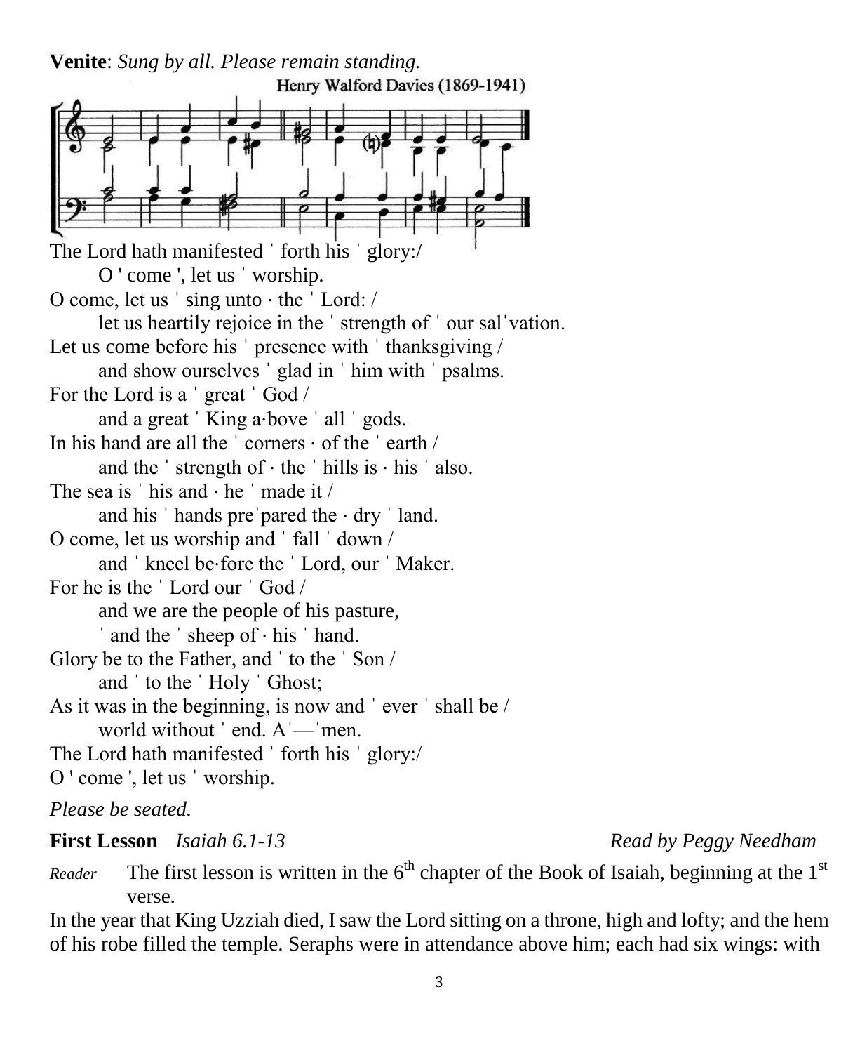**Venite**: *Sung by all. Please remain standing.*

Henry Walford Davies (1869-1941)

The Lord hath manifested ˈ forth his ˈ glory:/
O ' come ', let us ˈ worship.
O come, let us ˈ sing unto · the ˈ Lord: /
let us heartily rejoice in the ˈ strength of ˈ our salˈvation.
Let us come before his ˈ presence with ˈ thanksgiving /
and show ourselves ˈ glad in ˈ him with ˈ psalms.
For the Lord is a ˈ great ˈ God /
and a great ˈ King a·bove ˈ all ˈ gods.
In his hand are all the ˈ corners · of the ˈ earth /
and the ˈ strength of · the ˈ hills is · his ˈ also.
The sea is ˈ his and · he ˈ made it /
and his ˈ hands preˈpared the · dry ˈ land.
O come, let us worship and ˈ fall ˈ down /
and ˈ kneel be·fore the ˈ Lord, our ˈ Maker.
For he is the ˈ Lord our ˈ God /
and we are the people of his pasture,
ˈ and the ˈ sheep of · his ˈ hand.
Glory be to the Father, and ˈ to the ˈ Son /
and ˈ to the ˈ Holy ˈ Ghost;
As it was in the beginning, is now and ˈ ever ˈ shall be /
world without ˈ end. Aˈ—ˈmen.
The Lord hath manifested ˈ forth his ˈ glory:/
O ' come ', let us ˈ worship.

*Please be seated.*

**First Lesson** *Isaiah 6.1-13* *Read by Peggy Needham*

*Reader* The first lesson is written in the 6th chapter of the Book of Isaiah, beginning at the 1st verse.

In the year that King Uzziah died, I saw the Lord sitting on a throne, high and lofty; and the hem of his robe filled the temple. Seraphs were in attendance above him; each had six wings: with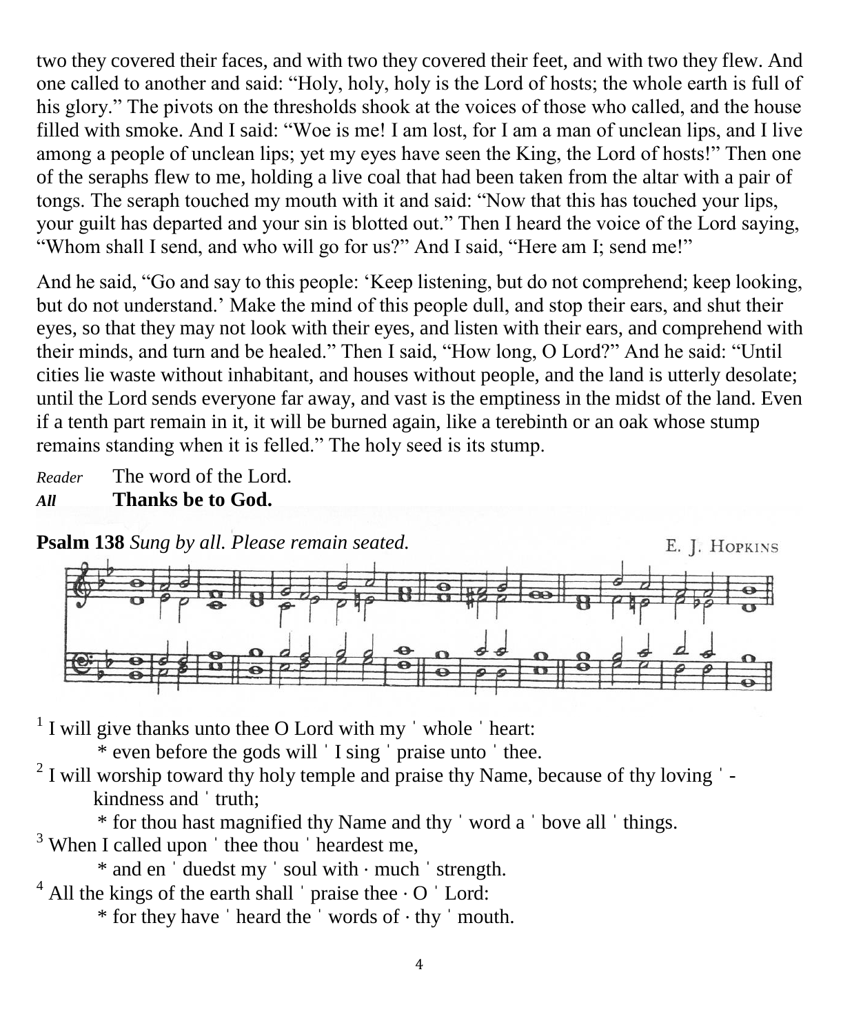two they covered their faces, and with two they covered their feet, and with two they flew. And one called to another and said: "Holy, holy, holy is the Lord of hosts; the whole earth is full of his glory." The pivots on the thresholds shook at the voices of those who called, and the house filled with smoke. And I said: "Woe is me! I am lost, for I am a man of unclean lips, and I live among a people of unclean lips; yet my eyes have seen the King, the Lord of hosts!" Then one of the seraphs flew to me, holding a live coal that had been taken from the altar with a pair of tongs. The seraph touched my mouth with it and said: "Now that this has touched your lips, your guilt has departed and your sin is blotted out." Then I heard the voice of the Lord saying, "Whom shall I send, and who will go for us?" And I said, "Here am I; send me!"

And he said, "Go and say to this people: 'Keep listening, but do not comprehend; keep looking, but do not understand.' Make the mind of this people dull, and stop their ears, and shut their eyes, so that they may not look with their eyes, and listen with their ears, and comprehend with their minds, and turn and be healed." Then I said, "How long, O Lord?" And he said: "Until cities lie waste without inhabitant, and houses without people, and the land is utterly desolate; until the Lord sends everyone far away, and vast is the emptiness in the midst of the land. Even if a tenth part remain in it, it will be burned again, like a terebinth or an oak whose stump remains standing when it is felled." The holy seed is its stump.

*Reader* The word of the Lord.
***All*** **Thanks be to God.**

**Psalm 138** *Sung by all. Please remain seated.* E. J. HOPKINS

[1] I will give thanks unto thee O Lord with my ˈ whole ˈ heart:
 * even before the gods will ˈ I sing ˈ praise unto ˈ thee.
[2] I will worship toward thy holy temple and praise thy Name, because of thy loving ˈ - kindness and ˈ truth;
 * for thou hast magnified thy Name and thy ˈ word a ˈ bove all ˈ things.
[3] When I called upon ˈ thee thou ˈ heardest me,
 * and en ˈ duedst my ˈ soul with · much ˈ strength.
[4] All the kings of the earth shall ˈ praise thee · O ˈ Lord:
 * for they have ˈ heard the ˈ words of · thy ˈ mouth.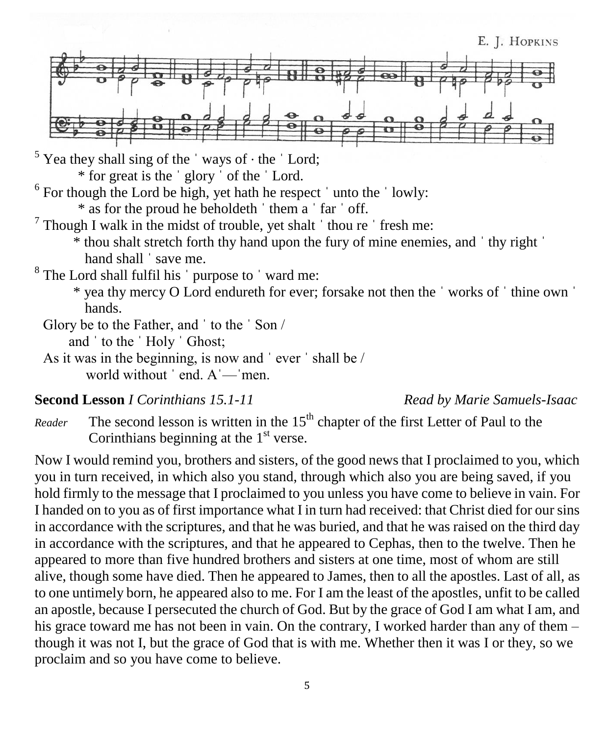E. J. Hopkins

[5] Yea they shall sing of the ˈ ways of · the ˈ Lord;
 * for great is the ˈ glory ˈ of the ˈ Lord.

[6] For though the Lord be high, yet hath he respect ˈ unto the ˈ lowly:
 * as for the proud he beholdeth ˈ them a ˈ far ˈ off.

[7] Though I walk in the midst of trouble, yet shalt ˈ thou re ˈ fresh me:
 * thou shalt stretch forth thy hand upon the fury of mine enemies, and ˈ thy right ˈ hand shall ˈ save me.

[8] The Lord shall fulfil his ˈ purpose to ˈ ward me:
 * yea thy mercy O Lord endureth for ever; forsake not then the ˈ works of ˈ thine own ˈ hands.

Glory be to the Father, and ˈ to the ˈ Son /
 and ˈ to the ˈ Holy ˈ Ghost;
As it was in the beginning, is now and ˈ ever ˈ shall be /
 world without ˈ end. Aˈ—ˈmen.

**Second Lesson** *I Corinthians 15.1-11* *Read by Marie Samuels-Isaac*

*Reader* The second lesson is written in the 15th chapter of the first Letter of Paul to the Corinthians beginning at the 1st verse.

Now I would remind you, brothers and sisters, of the good news that I proclaimed to you, which you in turn received, in which also you stand, through which also you are being saved, if you hold firmly to the message that I proclaimed to you unless you have come to believe in vain. For I handed on to you as of first importance what I in turn had received: that Christ died for our sins in accordance with the scriptures, and that he was buried, and that he was raised on the third day in accordance with the scriptures, and that he appeared to Cephas, then to the twelve. Then he appeared to more than five hundred brothers and sisters at one time, most of whom are still alive, though some have died. Then he appeared to James, then to all the apostles. Last of all, as to one untimely born, he appeared also to me. For I am the least of the apostles, unfit to be called an apostle, because I persecuted the church of God. But by the grace of God I am what I am, and his grace toward me has not been in vain. On the contrary, I worked harder than any of them – though it was not I, but the grace of God that is with me. Whether then it was I or they, so we proclaim and so you have come to believe.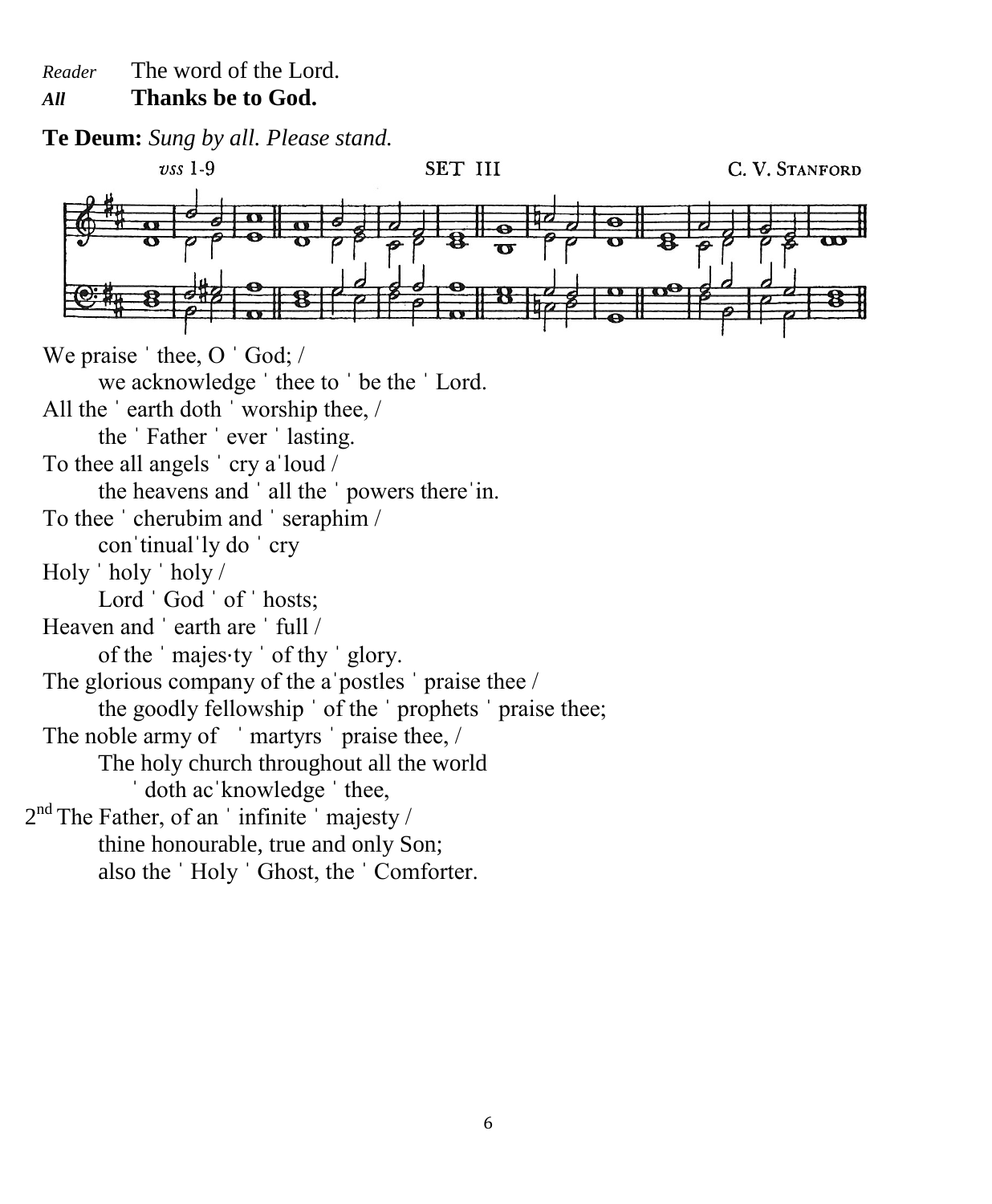*Reader* The word of the Lord.
***All*** **Thanks be to God.**

**Te Deum:** *Sung by all. Please stand.*

*vss* 1-9 SET III C. V. STANFORD

We praise ˈ thee, O ˈ God; /
we acknowledge ˈ thee to ˈ be the ˈ Lord.
All the ˈ earth doth ˈ worship thee, /
the ˈ Father ˈ ever ˈ lasting.
To thee all angels ˈ cry aˈloud /
the heavens and ˈ all the ˈ powers thereˈin.
To thee ˈ cherubim and ˈ seraphim /
conˈtinualˈly do ˈ cry
Holy ˈ holy ˈ holy /
Lord ˈ God ˈ of ˈ hosts;
Heaven and ˈ earth are ˈ full /
of the ˈ majes·ty ˈ of thy ˈ glory.
The glorious company of the aˈpostles ˈ praise thee /
the goodly fellowship ˈ of the ˈ prophets ˈ praise thee;
The noble army of ˈ martyrs ˈ praise thee, /
The holy church throughout all the world
ˈ doth acˈknowledge ˈ thee,
2nd The Father, of an ˈ infinite ˈ majesty /
thine honourable, true and only Son;
also the ˈ Holy ˈ Ghost, the ˈ Comforter.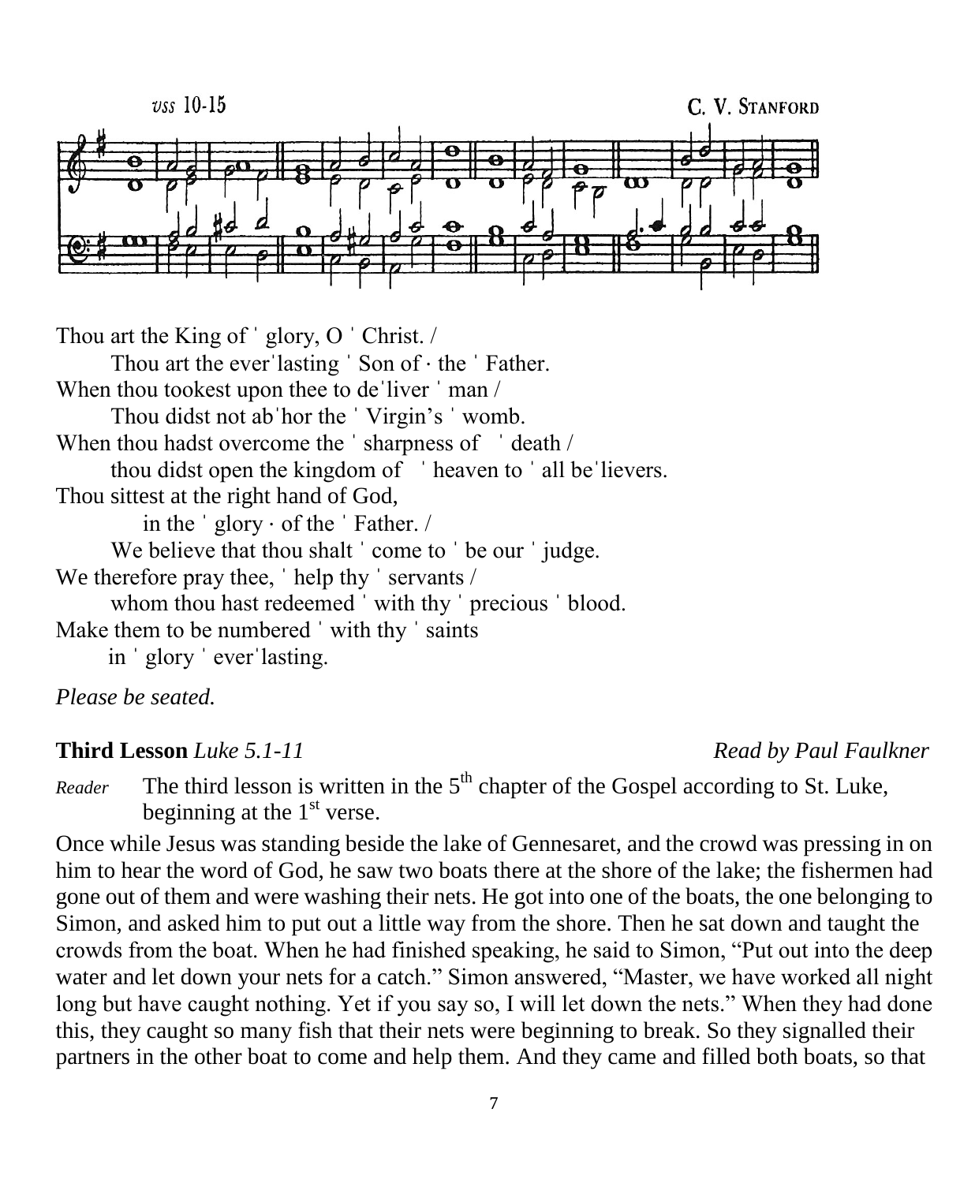*vss* 10-15 C. V. STANFORD

Thou art the King of ˈ glory, O ˈ Christ. /

Thou art the everˈlasting ˈ Son of · the ˈ Father.

When thou tookest upon thee to deˈliver ˈ man /

Thou didst not abˈhor the ˈ Virgin's ˈ womb.

When thou hadst overcome the ˈ sharpness of ˈ death /

thou didst open the kingdom of ˈ heaven to ˈ all beˈlievers.

Thou sittest at the right hand of God,

in the ˈ glory · of the ˈ Father. /

We believe that thou shalt ˈ come to ˈ be our ˈ judge.

We therefore pray thee, ˈ help thy ˈ servants /

whom thou hast redeemed ˈ with thy ˈ precious ˈ blood.

Make them to be numbered ˈ with thy ˈ saints

in ˈ glory ˈ everˈlasting.

*Please be seated.*

**Third Lesson** *Luke 5.1-11* *Read by Paul Faulkner*

*Reader* The third lesson is written in the 5th chapter of the Gospel according to St. Luke, beginning at the 1st verse.

Once while Jesus was standing beside the lake of Gennesaret, and the crowd was pressing in on him to hear the word of God, he saw two boats there at the shore of the lake; the fishermen had gone out of them and were washing their nets. He got into one of the boats, the one belonging to Simon, and asked him to put out a little way from the shore. Then he sat down and taught the crowds from the boat. When he had finished speaking, he said to Simon, "Put out into the deep water and let down your nets for a catch." Simon answered, "Master, we have worked all night long but have caught nothing. Yet if you say so, I will let down the nets." When they had done this, they caught so many fish that their nets were beginning to break. So they signalled their partners in the other boat to come and help them. And they came and filled both boats, so that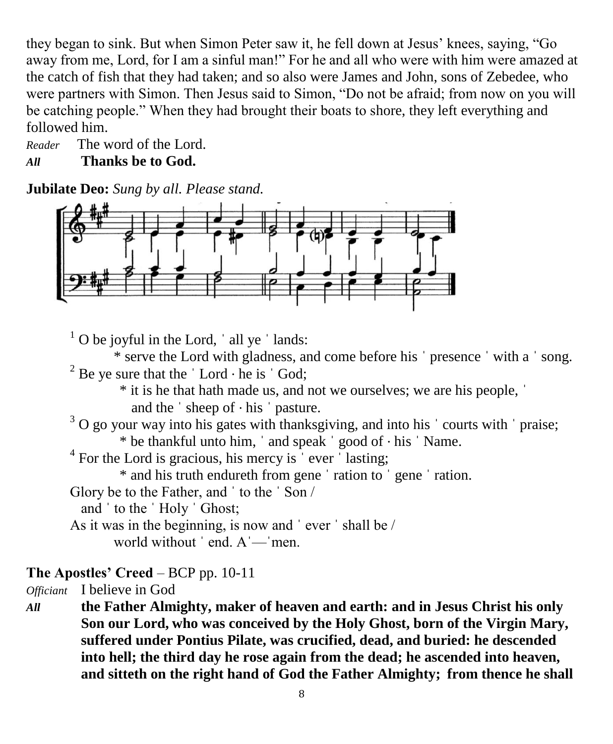they began to sink. But when Simon Peter saw it, he fell down at Jesus' knees, saying, "Go away from me, Lord, for I am a sinful man!" For he and all who were with him were amazed at the catch of fish that they had taken; and so also were James and John, sons of Zebedee, who were partners with Simon. Then Jesus said to Simon, "Do not be afraid; from now on you will be catching people." When they had brought their boats to shore, they left everything and followed him.

*Reader* The word of the Lord.

***All*** **Thanks be to God.**

**Jubilate Deo:** *Sung by all. Please stand.*

[1] O be joyful in the Lord, ˈ all ye ˈ lands:
  * serve the Lord with gladness, and come before his ˈ presence ˈ with a ˈ song.

[2] Be ye sure that the ˈ Lord · he is ˈ God;
  * it is he that hath made us, and not we ourselves; we are his people, ˈ and the ˈ sheep of · his ˈ pasture.

[3] O go your way into his gates with thanksgiving, and into his ˈ courts with ˈ praise;
  * be thankful unto him, ˈ and speak ˈ good of · his ˈ Name.

[4] For the Lord is gracious, his mercy is ˈ ever ˈ lasting;
  * and his truth endureth from gene ˈ ration to ˈ gene ˈ ration.

Glory be to the Father, and ˈ to the ˈ Son /
  and ˈ to the ˈ Holy ˈ Ghost;
As it was in the beginning, is now and ˈ ever ˈ shall be /
  world without ˈ end. Aˈ—ˈmen.

**The Apostles' Creed** – BCP pp. 10-11

*Officiant* I believe in God

***All*** **the Father Almighty, maker of heaven and earth: and in Jesus Christ his only Son our Lord, who was conceived by the Holy Ghost, born of the Virgin Mary, suffered under Pontius Pilate, was crucified, dead, and buried: he descended into hell; the third day he rose again from the dead; he ascended into heaven, and sitteth on the right hand of God the Father Almighty; from thence he shall**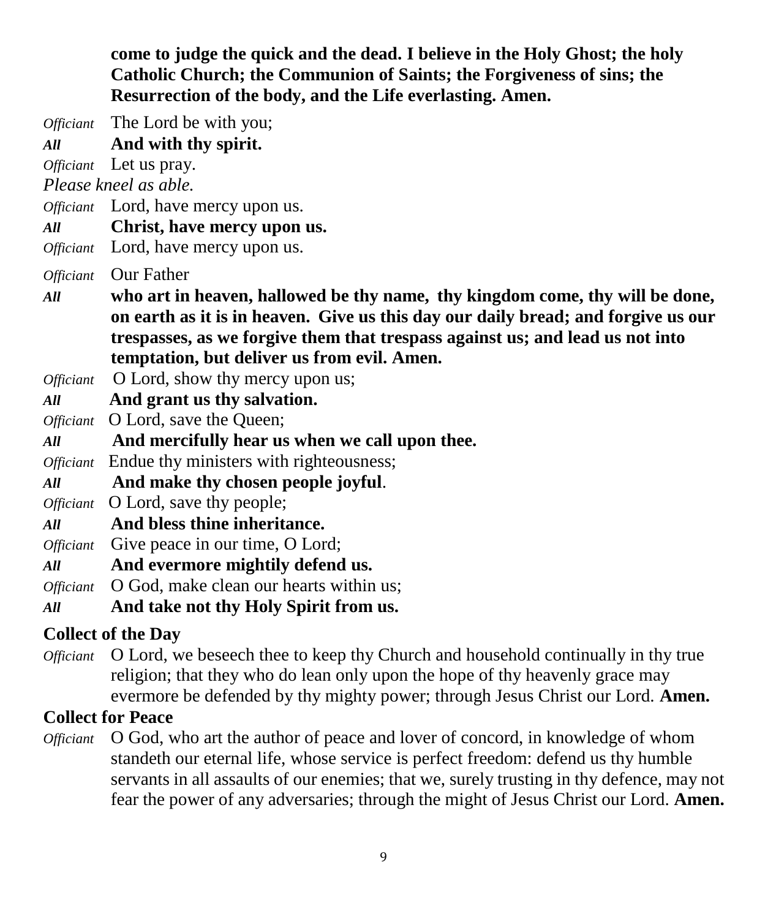**come to judge the quick and the dead. I believe in the Holy Ghost; the holy Catholic Church; the Communion of Saints; the Forgiveness of sins; the Resurrection of the body, and the Life everlasting. Amen.**

*Officiant* The Lord be with you;

***All*** **And with thy spirit.**

*Officiant* Let us pray.

*Please kneel as able.*

*Officiant* Lord, have mercy upon us.

***All*** **Christ, have mercy upon us.**

*Officiant* Lord, have mercy upon us.

*Officiant* Our Father

***All*** **who art in heaven, hallowed be thy name, thy kingdom come, thy will be done, on earth as it is in heaven. Give us this day our daily bread; and forgive us our trespasses, as we forgive them that trespass against us; and lead us not into temptation, but deliver us from evil. Amen.**

*Officiant* O Lord, show thy mercy upon us;

***All*** **And grant us thy salvation.**

*Officiant* O Lord, save the Queen;

***All*** **And mercifully hear us when we call upon thee.**

*Officiant* Endue thy ministers with righteousness;

***All*** **And make thy chosen people joyful**.

*Officiant* O Lord, save thy people;

***All*** **And bless thine inheritance.**

*Officiant* Give peace in our time, O Lord;

***All*** **And evermore mightily defend us.**

*Officiant* O God, make clean our hearts within us;

***All*** **And take not thy Holy Spirit from us.**

**Collect of the Day**

*Officiant* O Lord, we beseech thee to keep thy Church and household continually in thy true religion; that they who do lean only upon the hope of thy heavenly grace may evermore be defended by thy mighty power; through Jesus Christ our Lord. **Amen.**

**Collect for Peace**

*Officiant* O God, who art the author of peace and lover of concord, in knowledge of whom standeth our eternal life, whose service is perfect freedom: defend us thy humble servants in all assaults of our enemies; that we, surely trusting in thy defence, may not fear the power of any adversaries; through the might of Jesus Christ our Lord. **Amen.**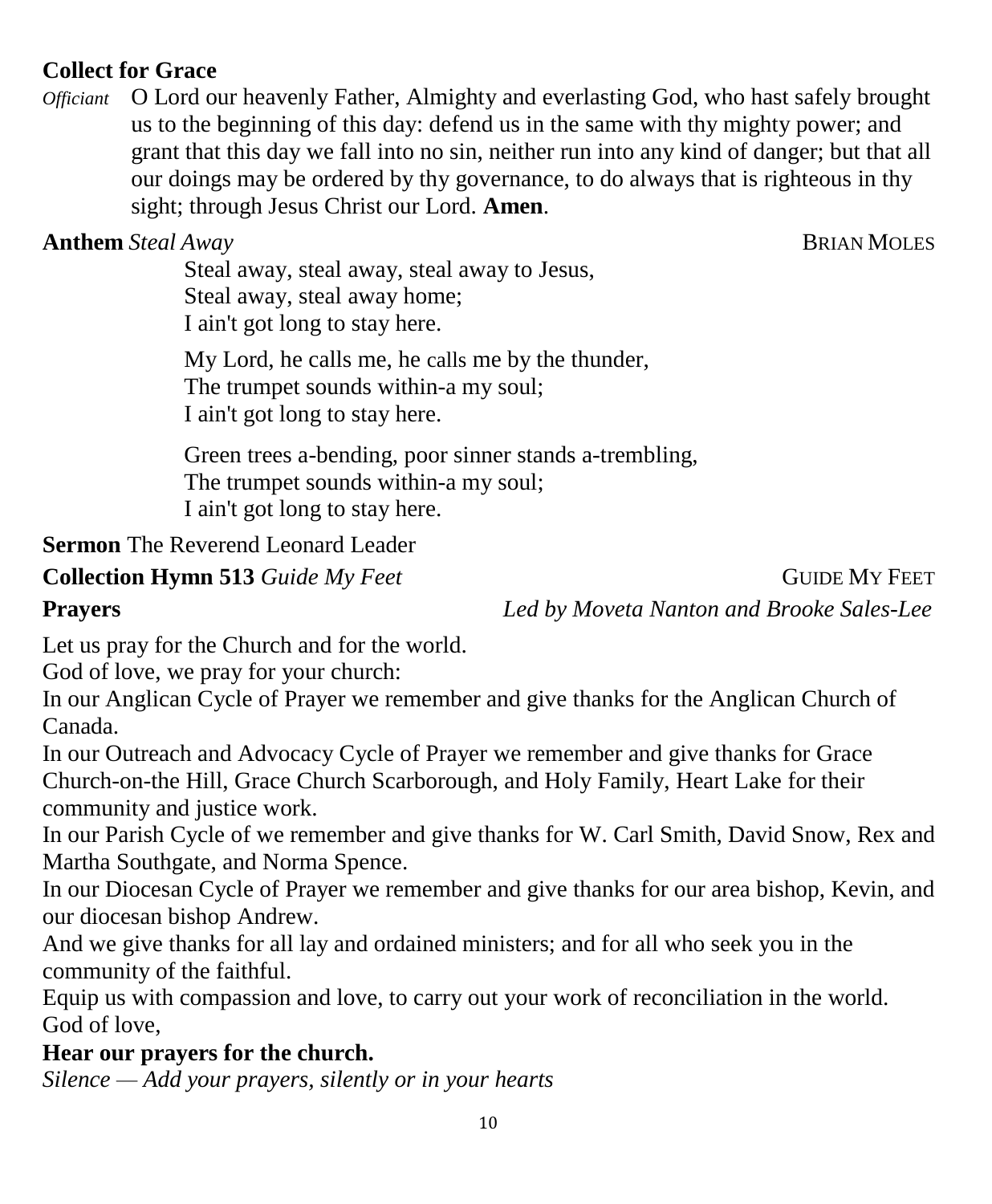**Collect for Grace**

*Officiant* O Lord our heavenly Father, Almighty and everlasting God, who hast safely brought us to the beginning of this day: defend us in the same with thy mighty power; and grant that this day we fall into no sin, neither run into any kind of danger; but that all our doings may be ordered by thy governance, to do always that is righteous in thy sight; through Jesus Christ our Lord. **Amen**.

**Anthem** *Steal Away* BRIAN MOLES

Steal away, steal away, steal away to Jesus,
Steal away, steal away home;
I ain't got long to stay here.

My Lord, he calls me, he calls me by the thunder,
The trumpet sounds within-a my soul;
I ain't got long to stay here.

Green trees a-bending, poor sinner stands a-trembling,
The trumpet sounds within-a my soul;
I ain't got long to stay here.

**Sermon** The Reverend Leonard Leader

**Collection Hymn 513** *Guide My Feet* GUIDE MY FEET

**Prayers** *Led by Moveta Nanton and Brooke Sales-Lee*

Let us pray for the Church and for the world.
God of love, we pray for your church:
In our Anglican Cycle of Prayer we remember and give thanks for the Anglican Church of Canada.
In our Outreach and Advocacy Cycle of Prayer we remember and give thanks for Grace Church-on-the Hill, Grace Church Scarborough, and Holy Family, Heart Lake for their community and justice work.
In our Parish Cycle of we remember and give thanks for W. Carl Smith, David Snow, Rex and Martha Southgate, and Norma Spence.
In our Diocesan Cycle of Prayer we remember and give thanks for our area bishop, Kevin, and our diocesan bishop Andrew.
And we give thanks for all lay and ordained ministers; and for all who seek you in the community of the faithful.
Equip us with compassion and love, to carry out your work of reconciliation in the world.
God of love,

**Hear our prayers for the church.**

*Silence — Add your prayers, silently or in your hearts*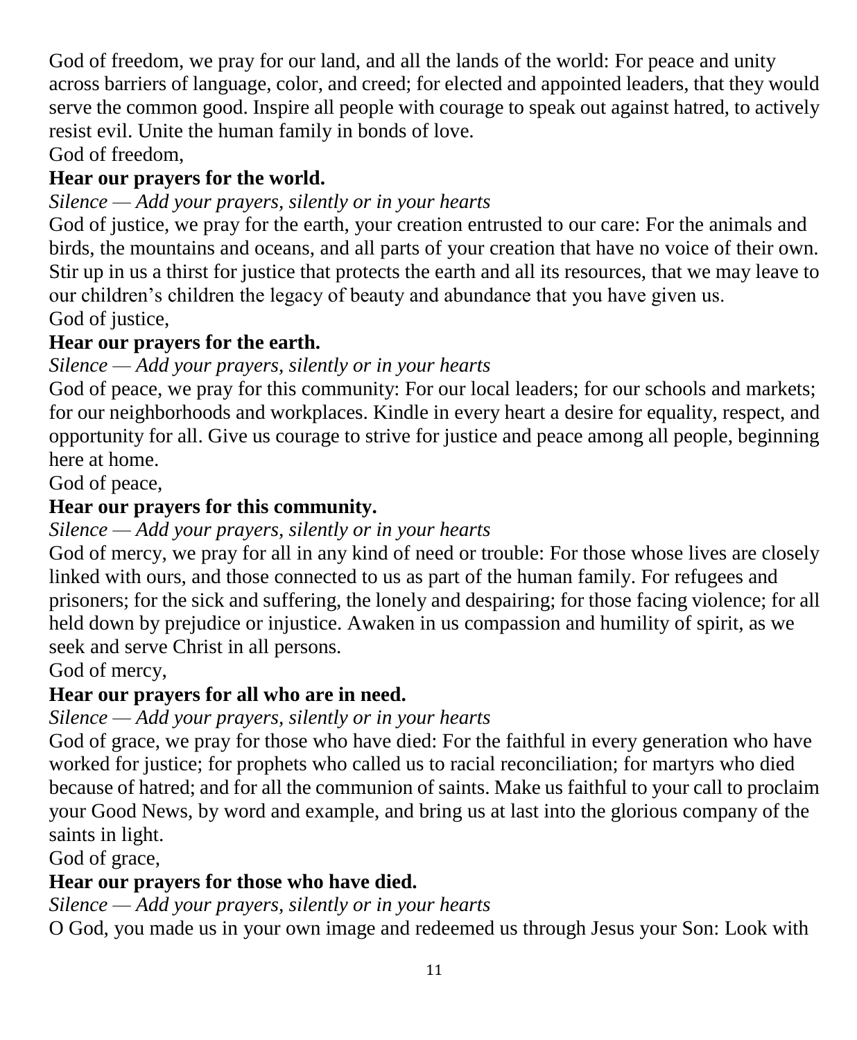God of freedom, we pray for our land, and all the lands of the world: For peace and unity across barriers of language, color, and creed; for elected and appointed leaders, that they would serve the common good. Inspire all people with courage to speak out against hatred, to actively resist evil. Unite the human family in bonds of love.

God of freedom,

**Hear our prayers for the world.**

*Silence — Add your prayers, silently or in your hearts*

God of justice, we pray for the earth, your creation entrusted to our care: For the animals and birds, the mountains and oceans, and all parts of your creation that have no voice of their own. Stir up in us a thirst for justice that protects the earth and all its resources, that we may leave to our children's children the legacy of beauty and abundance that you have given us.

God of justice,

**Hear our prayers for the earth.**

*Silence — Add your prayers, silently or in your hearts*

God of peace, we pray for this community: For our local leaders; for our schools and markets; for our neighborhoods and workplaces. Kindle in every heart a desire for equality, respect, and opportunity for all. Give us courage to strive for justice and peace among all people, beginning here at home.

God of peace,

**Hear our prayers for this community.**

*Silence — Add your prayers, silently or in your hearts*

God of mercy, we pray for all in any kind of need or trouble: For those whose lives are closely linked with ours, and those connected to us as part of the human family. For refugees and prisoners; for the sick and suffering, the lonely and despairing; for those facing violence; for all held down by prejudice or injustice. Awaken in us compassion and humility of spirit, as we seek and serve Christ in all persons.

God of mercy,

**Hear our prayers for all who are in need.**

*Silence — Add your prayers, silently or in your hearts*

God of grace, we pray for those who have died: For the faithful in every generation who have worked for justice; for prophets who called us to racial reconciliation; for martyrs who died because of hatred; and for all the communion of saints. Make us faithful to your call to proclaim your Good News, by word and example, and bring us at last into the glorious company of the saints in light.

God of grace,

**Hear our prayers for those who have died.**

*Silence — Add your prayers, silently or in your hearts*

O God, you made us in your own image and redeemed us through Jesus your Son: Look with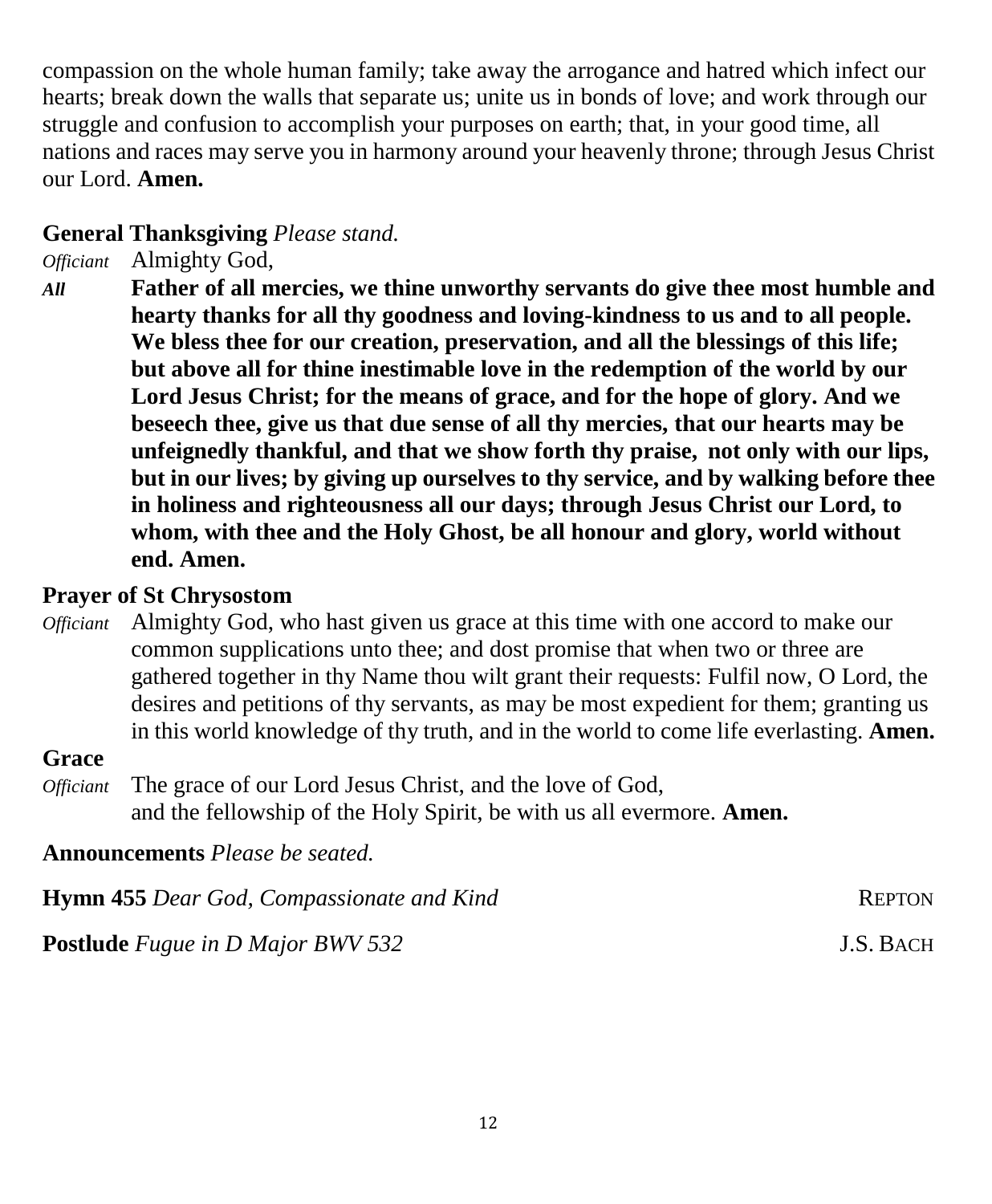compassion on the whole human family; take away the arrogance and hatred which infect our hearts; break down the walls that separate us; unite us in bonds of love; and work through our struggle and confusion to accomplish your purposes on earth; that, in your good time, all nations and races may serve you in harmony around your heavenly throne; through Jesus Christ our Lord. **Amen.**

**General Thanksgiving** *Please stand.*

*Officiant* Almighty God,

***All*** **Father of all mercies, we thine unworthy servants do give thee most humble and hearty thanks for all thy goodness and loving-kindness to us and to all people. We bless thee for our creation, preservation, and all the blessings of this life; but above all for thine inestimable love in the redemption of the world by our Lord Jesus Christ; for the means of grace, and for the hope of glory. And we beseech thee, give us that due sense of all thy mercies, that our hearts may be unfeignedly thankful, and that we show forth thy praise, not only with our lips, but in our lives; by giving up ourselves to thy service, and by walking before thee in holiness and righteousness all our days; through Jesus Christ our Lord, to whom, with thee and the Holy Ghost, be all honour and glory, world without end. Amen.**

**Prayer of St Chrysostom**

*Officiant* Almighty God, who hast given us grace at this time with one accord to make our common supplications unto thee; and dost promise that when two or three are gathered together in thy Name thou wilt grant their requests: Fulfil now, O Lord, the desires and petitions of thy servants, as may be most expedient for them; granting us in this world knowledge of thy truth, and in the world to come life everlasting. **Amen.**

**Grace**

*Officiant* The grace of our Lord Jesus Christ, and the love of God, and the fellowship of the Holy Spirit, be with us all evermore. **Amen.**

**Announcements** *Please be seated.*

**Hymn 455** *Dear God, Compassionate and Kind* REPTON

**Postlude** *Fugue in D Major BWV 532* J.S. BACH